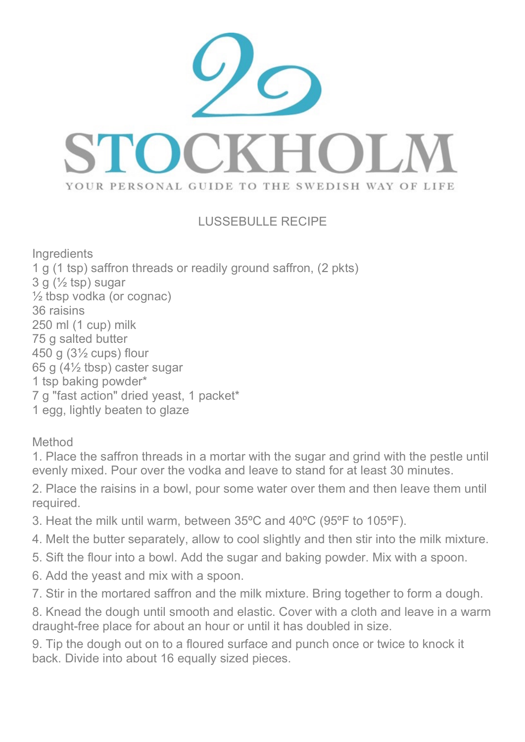# STOCKHOLM

YOUR PERSONAL GUIDE TO THE SWEDISH WAY OF LIFE

## LUSSEBULLE RECIPE

Ingredients

1 g (1 tsp) saffron threads or readily ground saffron, (2 pkts)
3 g (½ tsp) sugar
½ tbsp vodka (or cognac)
36 raisins
250 ml (1 cup) milk
75 g salted butter
450 g (3½ cups) flour
65 g (4½ tbsp) caster sugar
1 tsp baking powder*
7 g "fast action" dried yeast, 1 packet*
1 egg, lightly beaten to glaze

Method

1. Place the saffron threads in a mortar with the sugar and grind with the pestle until evenly mixed. Pour over the vodka and leave to stand for at least 30 minutes.
2. Place the raisins in a bowl, pour some water over them and then leave them until required.
3. Heat the milk until warm, between 35ºC and 40ºC (95ºF to 105ºF).
4. Melt the butter separately, allow to cool slightly and then stir into the milk mixture.
5. Sift the flour into a bowl. Add the sugar and baking powder. Mix with a spoon.
6. Add the yeast and mix with a spoon.
7. Stir in the mortared saffron and the milk mixture. Bring together to form a dough.
8. Knead the dough until smooth and elastic. Cover with a cloth and leave in a warm draught-free place for about an hour or until it has doubled in size.
9. Tip the dough out on to a floured surface and punch once or twice to knock it back. Divide into about 16 equally sized pieces.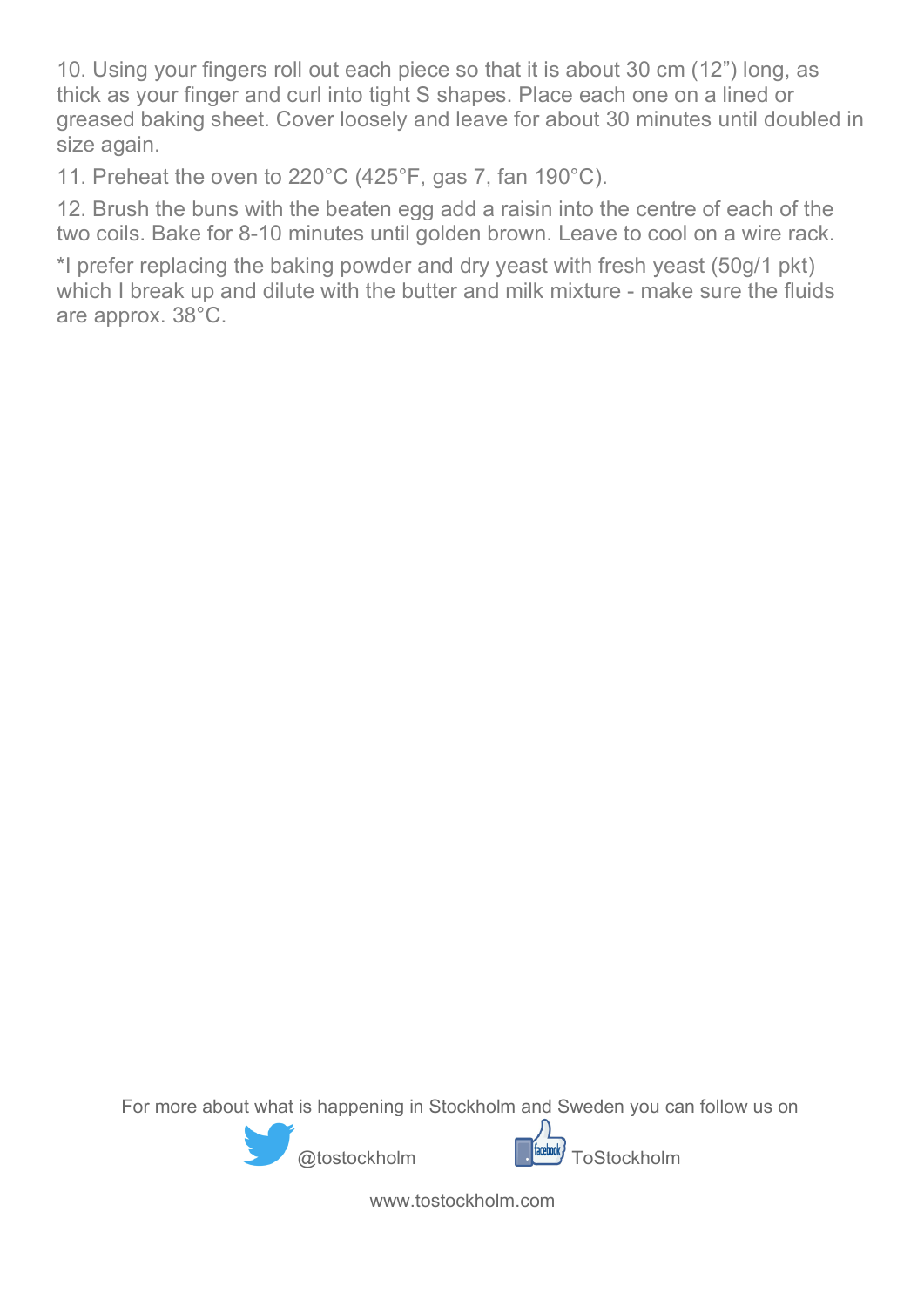10. Using your fingers roll out each piece so that it is about 30 cm (12”) long, as thick as your finger and curl into tight S shapes. Place each one on a lined or greased baking sheet. Cover loosely and leave for about 30 minutes until doubled in size again.

11. Preheat the oven to 220°C (425°F, gas 7, fan 190°C).

12. Brush the buns with the beaten egg add a raisin into the centre of each of the two coils. Bake for 8-10 minutes until golden brown. Leave to cool on a wire rack.

*I prefer replacing the baking powder and dry yeast with fresh yeast (50g/1 pkt) which I break up and dilute with the butter and milk mixture - make sure the fluids are approx. 38°C.

For more about what is happening in Stockholm and Sweden you can follow us on

@tostockholm ToStockholm

www.tostockholm.com